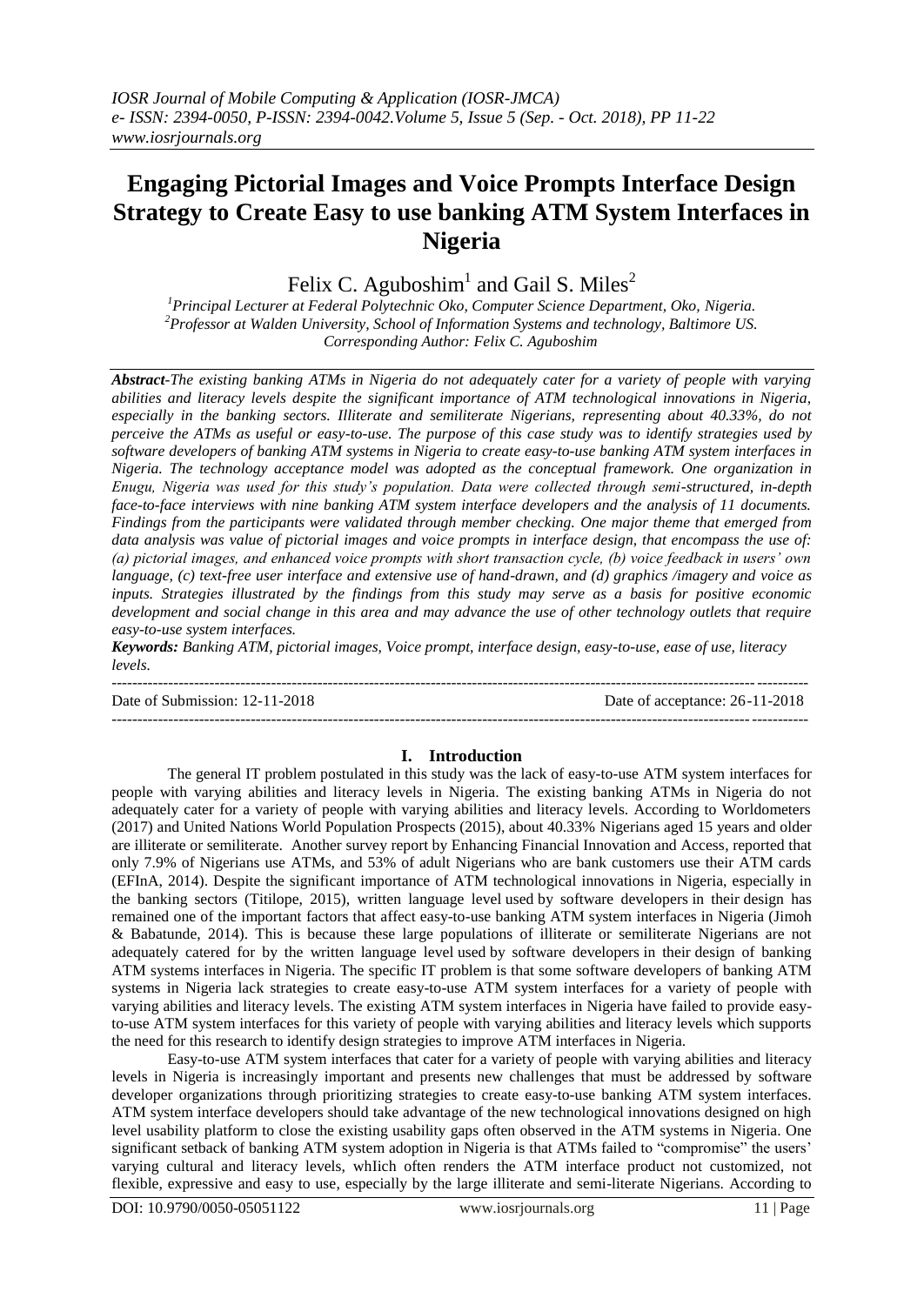# Engaging Pictorial Images and Voice Prompts Interface Design Strategy to Create Easy to use banking ATM System Interfaces in Nigeria

Felix C. Aguboshim[1] and Gail S. Miles[2]

[1]Principal Lecturer at Federal Polytechnic Oko, Computer Science Department, Oko, Nigeria.
[2]Professor at Walden University, School of Information Systems and technology, Baltimore US.
Corresponding Author: Felix C. Aguboshim

***Abstract-****The existing banking ATMs in Nigeria do not adequately cater for a variety of people with varying abilities and literacy levels despite the significant importance of ATM technological innovations in Nigeria, especially in the banking sectors. Illiterate and semiliterate Nigerians, representing about 40.33%, do not perceive the ATMs as useful or easy-to-use. The purpose of this case study was to identify strategies used by software developers of banking ATM systems in Nigeria to create easy-to-use banking ATM system interfaces in Nigeria. The technology acceptance model was adopted as the conceptual framework. One organization in Enugu, Nigeria was used for this study's population. Data were collected through semi-structured, in-depth face-to-face interviews with nine banking ATM system interface developers and the analysis of 11 documents. Findings from the participants were validated through member checking. One major theme that emerged from data analysis was value of pictorial images and voice prompts in interface design, that encompass the use of: (a) pictorial images, and enhanced voice prompts with short transaction cycle, (b) voice feedback in users' own language, (c) text-free user interface and extensive use of hand-drawn, and (d) graphics /imagery and voice as inputs. Strategies illustrated by the findings from this study may serve as a basis for positive economic development and social change in this area and may advance the use of other technology outlets that require easy-to-use system interfaces.*

***Keywords:*** *Banking ATM, pictorial images, Voice prompt, interface design, easy-to-use, ease of use, literacy levels.*

---

Date of Submission: 12-11-2018 Date of acceptance: 26-11-2018

---

## I. Introduction

The general IT problem postulated in this study was the lack of easy-to-use ATM system interfaces for people with varying abilities and literacy levels in Nigeria. The existing banking ATMs in Nigeria do not adequately cater for a variety of people with varying abilities and literacy levels. According to Worldometers (2017) and United Nations World Population Prospects (2015), about 40.33% Nigerians aged 15 years and older are illiterate or semiliterate. Another survey report by Enhancing Financial Innovation and Access, reported that only 7.9% of Nigerians use ATMs, and 53% of adult Nigerians who are bank customers use their ATM cards (EFInA, 2014). Despite the significant importance of ATM technological innovations in Nigeria, especially in the banking sectors (Titilope, 2015), written language level used by software developers in their design has remained one of the important factors that affect easy-to-use banking ATM system interfaces in Nigeria (Jimoh & Babatunde, 2014). This is because these large populations of illiterate or semiliterate Nigerians are not adequately catered for by the written language level used by software developers in their design of banking ATM systems interfaces in Nigeria. The specific IT problem is that some software developers of banking ATM systems in Nigeria lack strategies to create easy-to-use ATM system interfaces for a variety of people with varying abilities and literacy levels. The existing ATM system interfaces in Nigeria have failed to provide easy-to-use ATM system interfaces for this variety of people with varying abilities and literacy levels which supports the need for this research to identify design strategies to improve ATM interfaces in Nigeria.

Easy-to-use ATM system interfaces that cater for a variety of people with varying abilities and literacy levels in Nigeria is increasingly important and presents new challenges that must be addressed by software developer organizations through prioritizing strategies to create easy-to-use banking ATM system interfaces. ATM system interface developers should take advantage of the new technological innovations designed on high level usability platform to close the existing usability gaps often observed in the ATM systems in Nigeria. One significant setback of banking ATM system adoption in Nigeria is that ATMs failed to "compromise" the users' varying cultural and literacy levels, whIich often renders the ATM interface product not customized, not flexible, expressive and easy to use, especially by the large illiterate and semi-literate Nigerians. According to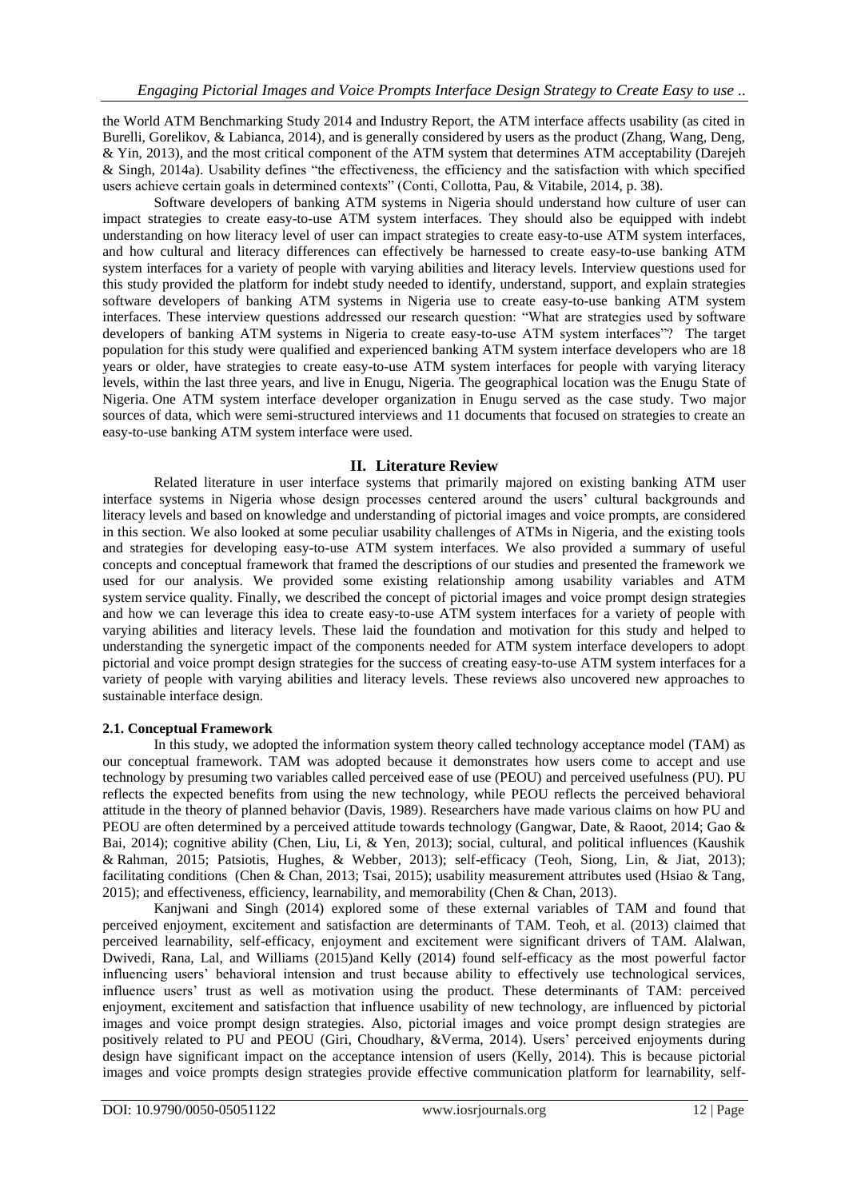the World ATM Benchmarking Study 2014 and Industry Report, the ATM interface affects usability (as cited in Burelli, Gorelikov, & Labianca, 2014), and is generally considered by users as the product (Zhang, Wang, Deng, & Yin, 2013), and the most critical component of the ATM system that determines ATM acceptability (Darejeh & Singh, 2014a). Usability defines "the effectiveness, the efficiency and the satisfaction with which specified users achieve certain goals in determined contexts" (Conti, Collotta, Pau, & Vitabile, 2014, p. 38).

Software developers of banking ATM systems in Nigeria should understand how culture of user can impact strategies to create easy-to-use ATM system interfaces. They should also be equipped with indebt understanding on how literacy level of user can impact strategies to create easy-to-use ATM system interfaces, and how cultural and literacy differences can effectively be harnessed to create easy-to-use banking ATM system interfaces for a variety of people with varying abilities and literacy levels. Interview questions used for this study provided the platform for indebt study needed to identify, understand, support, and explain strategies software developers of banking ATM systems in Nigeria use to create easy-to-use banking ATM system interfaces. These interview questions addressed our research question: "What are strategies used by software developers of banking ATM systems in Nigeria to create easy-to-use ATM system interfaces"? The target population for this study were qualified and experienced banking ATM system interface developers who are 18 years or older, have strategies to create easy-to-use ATM system interfaces for people with varying literacy levels, within the last three years, and live in Enugu, Nigeria. The geographical location was the Enugu State of Nigeria. One ATM system interface developer organization in Enugu served as the case study. Two major sources of data, which were semi-structured interviews and 11 documents that focused on strategies to create an easy-to-use banking ATM system interface were used.

## II. Literature Review

Related literature in user interface systems that primarily majored on existing banking ATM user interface systems in Nigeria whose design processes centered around the users' cultural backgrounds and literacy levels and based on knowledge and understanding of pictorial images and voice prompts, are considered in this section. We also looked at some peculiar usability challenges of ATMs in Nigeria, and the existing tools and strategies for developing easy-to-use ATM system interfaces. We also provided a summary of useful concepts and conceptual framework that framed the descriptions of our studies and presented the framework we used for our analysis. We provided some existing relationship among usability variables and ATM system service quality. Finally, we described the concept of pictorial images and voice prompt design strategies and how we can leverage this idea to create easy-to-use ATM system interfaces for a variety of people with varying abilities and literacy levels. These laid the foundation and motivation for this study and helped to understanding the synergetic impact of the components needed for ATM system interface developers to adopt pictorial and voice prompt design strategies for the success of creating easy-to-use ATM system interfaces for a variety of people with varying abilities and literacy levels. These reviews also uncovered new approaches to sustainable interface design.

### 2.1. Conceptual Framework

In this study, we adopted the information system theory called technology acceptance model (TAM) as our conceptual framework. TAM was adopted because it demonstrates how users come to accept and use technology by presuming two variables called perceived ease of use (PEOU) and perceived usefulness (PU). PU reflects the expected benefits from using the new technology, while PEOU reflects the perceived behavioral attitude in the theory of planned behavior (Davis, 1989). Researchers have made various claims on how PU and PEOU are often determined by a perceived attitude towards technology (Gangwar, Date, & Raoot, 2014; Gao & Bai, 2014); cognitive ability (Chen, Liu, Li, & Yen, 2013); social, cultural, and political influences (Kaushik & Rahman, 2015; Patsiotis, Hughes, & Webber, 2013); self-efficacy (Teoh, Siong, Lin, & Jiat, 2013); facilitating conditions (Chen & Chan, 2013; Tsai, 2015); usability measurement attributes used (Hsiao & Tang, 2015); and effectiveness, efficiency, learnability, and memorability (Chen & Chan, 2013).

Kanjwani and Singh (2014) explored some of these external variables of TAM and found that perceived enjoyment, excitement and satisfaction are determinants of TAM. Teoh, et al. (2013) claimed that perceived learnability, self-efficacy, enjoyment and excitement were significant drivers of TAM. Alalwan, Dwivedi, Rana, Lal, and Williams (2015)and Kelly (2014) found self-efficacy as the most powerful factor influencing users' behavioral intension and trust because ability to effectively use technological services, influence users' trust as well as motivation using the product. These determinants of TAM: perceived enjoyment, excitement and satisfaction that influence usability of new technology, are influenced by pictorial images and voice prompt design strategies. Also, pictorial images and voice prompt design strategies are positively related to PU and PEOU (Giri, Choudhary, &Verma, 2014). Users' perceived enjoyments during design have significant impact on the acceptance intension of users (Kelly, 2014). This is because pictorial images and voice prompts design strategies provide effective communication platform for learnability, self-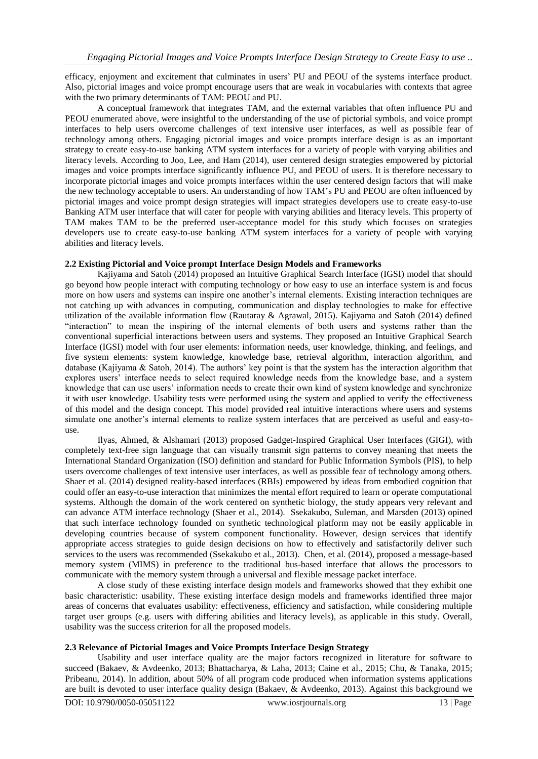efficacy, enjoyment and excitement that culminates in users' PU and PEOU of the systems interface product. Also, pictorial images and voice prompt encourage users that are weak in vocabularies with contexts that agree with the two primary determinants of TAM: PEOU and PU.

A conceptual framework that integrates TAM, and the external variables that often influence PU and PEOU enumerated above, were insightful to the understanding of the use of pictorial symbols, and voice prompt interfaces to help users overcome challenges of text intensive user interfaces, as well as possible fear of technology among others. Engaging pictorial images and voice prompts interface design is as an important strategy to create easy-to-use banking ATM system interfaces for a variety of people with varying abilities and literacy levels. According to Joo, Lee, and Ham (2014), user centered design strategies empowered by pictorial images and voice prompts interface significantly influence PU, and PEOU of users. It is therefore necessary to incorporate pictorial images and voice prompts interfaces within the user centered design factors that will make the new technology acceptable to users. An understanding of how TAM's PU and PEOU are often influenced by pictorial images and voice prompt design strategies will impact strategies developers use to create easy-to-use Banking ATM user interface that will cater for people with varying abilities and literacy levels. This property of TAM makes TAM to be the preferred user-acceptance model for this study which focuses on strategies developers use to create easy-to-use banking ATM system interfaces for a variety of people with varying abilities and literacy levels.

### 2.2 Existing Pictorial and Voice prompt Interface Design Models and Frameworks

Kajiyama and Satoh (2014) proposed an Intuitive Graphical Search Interface (IGSI) model that should go beyond how people interact with computing technology or how easy to use an interface system is and focus more on how users and systems can inspire one another's internal elements. Existing interaction techniques are not catching up with advances in computing, communication and display technologies to make for effective utilization of the available information flow (Rautaray & Agrawal, 2015). Kajiyama and Satoh (2014) defined "interaction" to mean the inspiring of the internal elements of both users and systems rather than the conventional superficial interactions between users and systems. They proposed an Intuitive Graphical Search Interface (IGSI) model with four user elements: information needs, user knowledge, thinking, and feelings, and five system elements: system knowledge, knowledge base, retrieval algorithm, interaction algorithm, and database (Kajiyama & Satoh, 2014). The authors' key point is that the system has the interaction algorithm that explores users' interface needs to select required knowledge needs from the knowledge base, and a system knowledge that can use users' information needs to create their own kind of system knowledge and synchronize it with user knowledge. Usability tests were performed using the system and applied to verify the effectiveness of this model and the design concept. This model provided real intuitive interactions where users and systems simulate one another's internal elements to realize system interfaces that are perceived as useful and easy-to-use.

Ilyas, Ahmed, & Alshamari (2013) proposed Gadget-Inspired Graphical User Interfaces (GIGI), with completely text-free sign language that can visually transmit sign patterns to convey meaning that meets the International Standard Organization (ISO) definition and standard for Public Information Symbols (PIS), to help users overcome challenges of text intensive user interfaces, as well as possible fear of technology among others. Shaer et al. (2014) designed reality-based interfaces (RBIs) empowered by ideas from embodied cognition that could offer an easy-to-use interaction that minimizes the mental effort required to learn or operate computational systems. Although the domain of the work centered on synthetic biology, the study appears very relevant and can advance ATM interface technology (Shaer et al., 2014). Ssekakubo, Suleman, and Marsden (2013) opined that such interface technology founded on synthetic technological platform may not be easily applicable in developing countries because of system component functionality. However, design services that identify appropriate access strategies to guide design decisions on how to effectively and satisfactorily deliver such services to the users was recommended (Ssekakubo et al., 2013). Chen, et al. (2014), proposed a message-based memory system (MIMS) in preference to the traditional bus-based interface that allows the processors to communicate with the memory system through a universal and flexible message packet interface.

A close study of these existing interface design models and frameworks showed that they exhibit one basic characteristic: usability. These existing interface design models and frameworks identified three major areas of concerns that evaluates usability: effectiveness, efficiency and satisfaction, while considering multiple target user groups (e.g. users with differing abilities and literacy levels), as applicable in this study. Overall, usability was the success criterion for all the proposed models.

### 2.3 Relevance of Pictorial Images and Voice Prompts Interface Design Strategy

Usability and user interface quality are the major factors recognized in literature for software to succeed (Bakaev, & Avdeenko, 2013; Bhattacharya, & Laha, 2013; Caine et al., 2015; Chu, & Tanaka, 2015; Pribeanu, 2014). In addition, about 50% of all program code produced when information systems applications are built is devoted to user interface quality design (Bakaev, & Avdeenko, 2013). Against this background we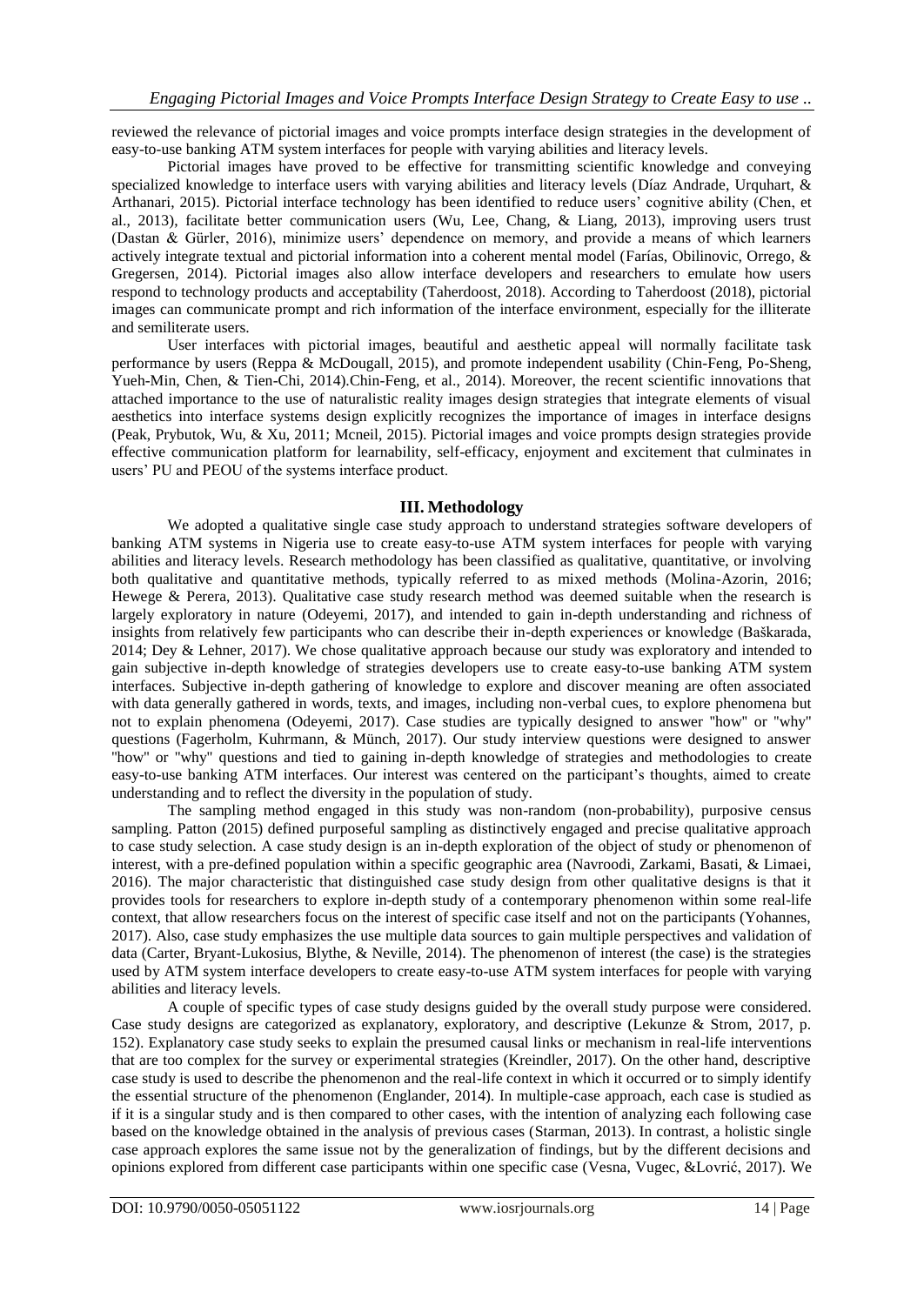reviewed the relevance of pictorial images and voice prompts interface design strategies in the development of easy-to-use banking ATM system interfaces for people with varying abilities and literacy levels.

Pictorial images have proved to be effective for transmitting scientific knowledge and conveying specialized knowledge to interface users with varying abilities and literacy levels (Díaz Andrade, Urquhart, & Arthanari, 2015). Pictorial interface technology has been identified to reduce users' cognitive ability (Chen, et al., 2013), facilitate better communication users (Wu, Lee, Chang, & Liang, 2013), improving users trust (Dastan & Gürler, 2016), minimize users' dependence on memory, and provide a means of which learners actively integrate textual and pictorial information into a coherent mental model (Farías, Obilinovic, Orrego, & Gregersen, 2014). Pictorial images also allow interface developers and researchers to emulate how users respond to technology products and acceptability (Taherdoost, 2018). According to Taherdoost (2018), pictorial images can communicate prompt and rich information of the interface environment, especially for the illiterate and semiliterate users.

User interfaces with pictorial images, beautiful and aesthetic appeal will normally facilitate task performance by users (Reppa & McDougall, 2015), and promote independent usability (Chin-Feng, Po-Sheng, Yueh-Min, Chen, & Tien-Chi, 2014).Chin-Feng, et al., 2014). Moreover, the recent scientific innovations that attached importance to the use of naturalistic reality images design strategies that integrate elements of visual aesthetics into interface systems design explicitly recognizes the importance of images in interface designs (Peak, Prybutok, Wu, & Xu, 2011; Mcneil, 2015). Pictorial images and voice prompts design strategies provide effective communication platform for learnability, self-efficacy, enjoyment and excitement that culminates in users' PU and PEOU of the systems interface product.

## III. Methodology

We adopted a qualitative single case study approach to understand strategies software developers of banking ATM systems in Nigeria use to create easy-to-use ATM system interfaces for people with varying abilities and literacy levels. Research methodology has been classified as qualitative, quantitative, or involving both qualitative and quantitative methods, typically referred to as mixed methods (Molina-Azorin, 2016; Hewege & Perera, 2013). Qualitative case study research method was deemed suitable when the research is largely exploratory in nature (Odeyemi, 2017), and intended to gain in-depth understanding and richness of insights from relatively few participants who can describe their in-depth experiences or knowledge (Baškarada, 2014; Dey & Lehner, 2017). We chose qualitative approach because our study was exploratory and intended to gain subjective in-depth knowledge of strategies developers use to create easy-to-use banking ATM system interfaces. Subjective in-depth gathering of knowledge to explore and discover meaning are often associated with data generally gathered in words, texts, and images, including non-verbal cues, to explore phenomena but not to explain phenomena (Odeyemi, 2017). Case studies are typically designed to answer "how" or "why" questions (Fagerholm, Kuhrmann, & Münch, 2017). Our study interview questions were designed to answer "how" or "why" questions and tied to gaining in-depth knowledge of strategies and methodologies to create easy-to-use banking ATM interfaces. Our interest was centered on the participant's thoughts, aimed to create understanding and to reflect the diversity in the population of study.

The sampling method engaged in this study was non-random (non-probability), purposive census sampling. Patton (2015) defined purposeful sampling as distinctively engaged and precise qualitative approach to case study selection. A case study design is an in-depth exploration of the object of study or phenomenon of interest, with a pre-defined population within a specific geographic area (Navroodi, Zarkami, Basati, & Limaei, 2016). The major characteristic that distinguished case study design from other qualitative designs is that it provides tools for researchers to explore in-depth study of a contemporary phenomenon within some real-life context, that allow researchers focus on the interest of specific case itself and not on the participants (Yohannes, 2017). Also, case study emphasizes the use multiple data sources to gain multiple perspectives and validation of data (Carter, Bryant-Lukosius, Blythe, & Neville, 2014). The phenomenon of interest (the case) is the strategies used by ATM system interface developers to create easy-to-use ATM system interfaces for people with varying abilities and literacy levels.

A couple of specific types of case study designs guided by the overall study purpose were considered. Case study designs are categorized as explanatory, exploratory, and descriptive (Lekunze & Strom, 2017, p. 152). Explanatory case study seeks to explain the presumed causal links or mechanism in real-life interventions that are too complex for the survey or experimental strategies (Kreindler, 2017). On the other hand, descriptive case study is used to describe the phenomenon and the real-life context in which it occurred or to simply identify the essential structure of the phenomenon (Englander, 2014). In multiple-case approach, each case is studied as if it is a singular study and is then compared to other cases, with the intention of analyzing each following case based on the knowledge obtained in the analysis of previous cases (Starman, 2013). In contrast, a holistic single case approach explores the same issue not by the generalization of findings, but by the different decisions and opinions explored from different case participants within one specific case (Vesna, Vugec, &Lovrić, 2017). We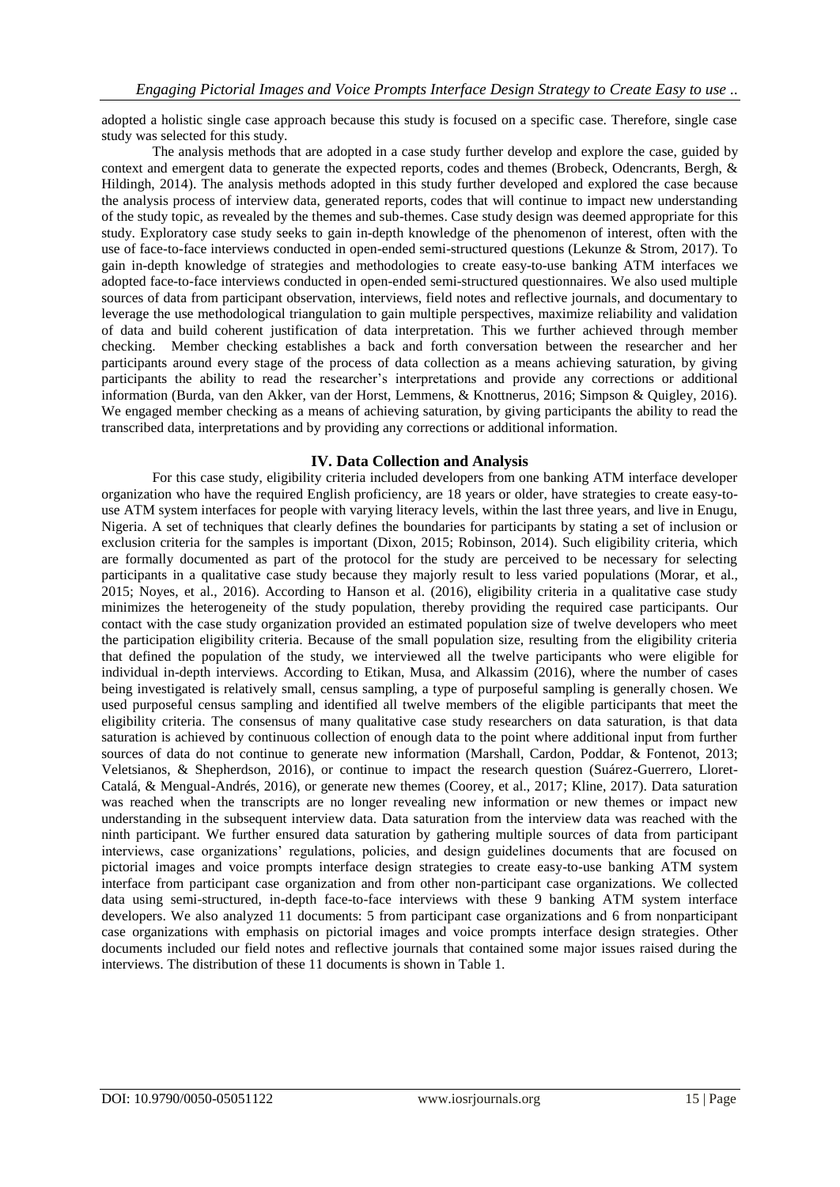adopted a holistic single case approach because this study is focused on a specific case. Therefore, single case study was selected for this study.

The analysis methods that are adopted in a case study further develop and explore the case, guided by context and emergent data to generate the expected reports, codes and themes (Brobeck, Odencrants, Bergh, & Hildingh, 2014). The analysis methods adopted in this study further developed and explored the case because the analysis process of interview data, generated reports, codes that will continue to impact new understanding of the study topic, as revealed by the themes and sub-themes. Case study design was deemed appropriate for this study. Exploratory case study seeks to gain in-depth knowledge of the phenomenon of interest, often with the use of face-to-face interviews conducted in open-ended semi-structured questions (Lekunze & Strom, 2017). To gain in-depth knowledge of strategies and methodologies to create easy-to-use banking ATM interfaces we adopted face-to-face interviews conducted in open-ended semi-structured questionnaires. We also used multiple sources of data from participant observation, interviews, field notes and reflective journals, and documentary to leverage the use methodological triangulation to gain multiple perspectives, maximize reliability and validation of data and build coherent justification of data interpretation. This we further achieved through member checking. Member checking establishes a back and forth conversation between the researcher and her participants around every stage of the process of data collection as a means achieving saturation, by giving participants the ability to read the researcher's interpretations and provide any corrections or additional information (Burda, van den Akker, van der Horst, Lemmens, & Knottnerus, 2016; Simpson & Quigley, 2016). We engaged member checking as a means of achieving saturation, by giving participants the ability to read the transcribed data, interpretations and by providing any corrections or additional information.

## IV. Data Collection and Analysis

For this case study, eligibility criteria included developers from one banking ATM interface developer organization who have the required English proficiency, are 18 years or older, have strategies to create easy-to-use ATM system interfaces for people with varying literacy levels, within the last three years, and live in Enugu, Nigeria. A set of techniques that clearly defines the boundaries for participants by stating a set of inclusion or exclusion criteria for the samples is important (Dixon, 2015; Robinson, 2014). Such eligibility criteria, which are formally documented as part of the protocol for the study are perceived to be necessary for selecting participants in a qualitative case study because they majorly result to less varied populations (Morar, et al., 2015; Noyes, et al., 2016). According to Hanson et al. (2016), eligibility criteria in a qualitative case study minimizes the heterogeneity of the study population, thereby providing the required case participants. Our contact with the case study organization provided an estimated population size of twelve developers who meet the participation eligibility criteria. Because of the small population size, resulting from the eligibility criteria that defined the population of the study, we interviewed all the twelve participants who were eligible for individual in-depth interviews. According to Etikan, Musa, and Alkassim (2016), where the number of cases being investigated is relatively small, census sampling, a type of purposeful sampling is generally chosen. We used purposeful census sampling and identified all twelve members of the eligible participants that meet the eligibility criteria. The consensus of many qualitative case study researchers on data saturation, is that data saturation is achieved by continuous collection of enough data to the point where additional input from further sources of data do not continue to generate new information (Marshall, Cardon, Poddar, & Fontenot, 2013; Veletsianos, & Shepherdson, 2016), or continue to impact the research question (Suárez-Guerrero, Lloret-Catalá, & Mengual-Andrés, 2016), or generate new themes (Coorey, et al., 2017; Kline, 2017). Data saturation was reached when the transcripts are no longer revealing new information or new themes or impact new understanding in the subsequent interview data. Data saturation from the interview data was reached with the ninth participant. We further ensured data saturation by gathering multiple sources of data from participant interviews, case organizations' regulations, policies, and design guidelines documents that are focused on pictorial images and voice prompts interface design strategies to create easy-to-use banking ATM system interface from participant case organization and from other non-participant case organizations. We collected data using semi-structured, in-depth face-to-face interviews with these 9 banking ATM system interface developers. We also analyzed 11 documents: 5 from participant case organizations and 6 from nonparticipant case organizations with emphasis on pictorial images and voice prompts interface design strategies. Other documents included our field notes and reflective journals that contained some major issues raised during the interviews. The distribution of these 11 documents is shown in Table 1.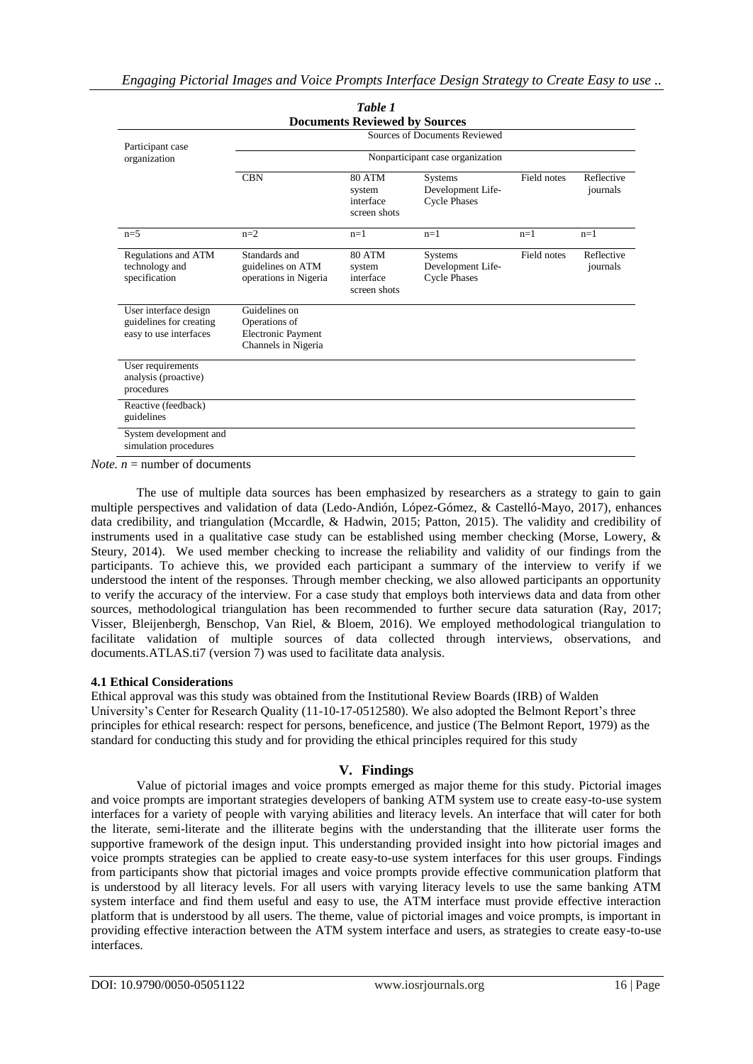*Table 1*
**Documents Reviewed by Sources**

| Participant case organization | Sources of Documents Reviewed | | | | |
|---|---|---|---|---|---|
| | Nonparticipant case organization | | | | |
| | CBN | 80 ATM system interface screen shots | Systems Development Life-Cycle Phases | Field notes | Reflective journals |
| n=5 | n=2 | n=1 | n=1 | n=1 | n=1 |
| Regulations and ATM technology and specification | Standards and guidelines on ATM operations in Nigeria | 80 ATM system interface screen shots | Systems Development Life-Cycle Phases | Field notes | Reflective journals |
| User interface design guidelines for creating easy to use interfaces | Guidelines on Operations of Electronic Payment Channels in Nigeria | | | | |
| User requirements analysis (proactive) procedures | | | | | |
| Reactive (feedback) guidelines | | | | | |
| System development and simulation procedures | | | | | |

*Note. n* = number of documents

The use of multiple data sources has been emphasized by researchers as a strategy to gain to gain multiple perspectives and validation of data (Ledo-Andión, López-Gómez, & Castelló-Mayo, 2017), enhances data credibility, and triangulation (Mccardle, & Hadwin, 2015; Patton, 2015). The validity and credibility of instruments used in a qualitative case study can be established using member checking (Morse, Lowery, & Steury, 2014). We used member checking to increase the reliability and validity of our findings from the participants. To achieve this, we provided each participant a summary of the interview to verify if we understood the intent of the responses. Through member checking, we also allowed participants an opportunity to verify the accuracy of the interview. For a case study that employs both interviews data and data from other sources, methodological triangulation has been recommended to further secure data saturation (Ray, 2017; Visser, Bleijenbergh, Benschop, Van Riel, & Bloem, 2016). We employed methodological triangulation to facilitate validation of multiple sources of data collected through interviews, observations, and documents.ATLAS.ti7 (version 7) was used to facilitate data analysis.

### 4.1 Ethical Considerations

Ethical approval was this study was obtained from the Institutional Review Boards (IRB) of Walden University's Center for Research Quality (11-10-17-0512580). We also adopted the Belmont Report's three principles for ethical research: respect for persons, beneficence, and justice (The Belmont Report, 1979) as the standard for conducting this study and for providing the ethical principles required for this study

## V. Findings

Value of pictorial images and voice prompts emerged as major theme for this study. Pictorial images and voice prompts are important strategies developers of banking ATM system use to create easy-to-use system interfaces for a variety of people with varying abilities and literacy levels. An interface that will cater for both the literate, semi-literate and the illiterate begins with the understanding that the illiterate user forms the supportive framework of the design input. This understanding provided insight into how pictorial images and voice prompts strategies can be applied to create easy-to-use system interfaces for this user groups. Findings from participants show that pictorial images and voice prompts provide effective communication platform that is understood by all literacy levels. For all users with varying literacy levels to use the same banking ATM system interface and find them useful and easy to use, the ATM interface must provide effective interaction platform that is understood by all users. The theme, value of pictorial images and voice prompts, is important in providing effective interaction between the ATM system interface and users, as strategies to create easy-to-use interfaces.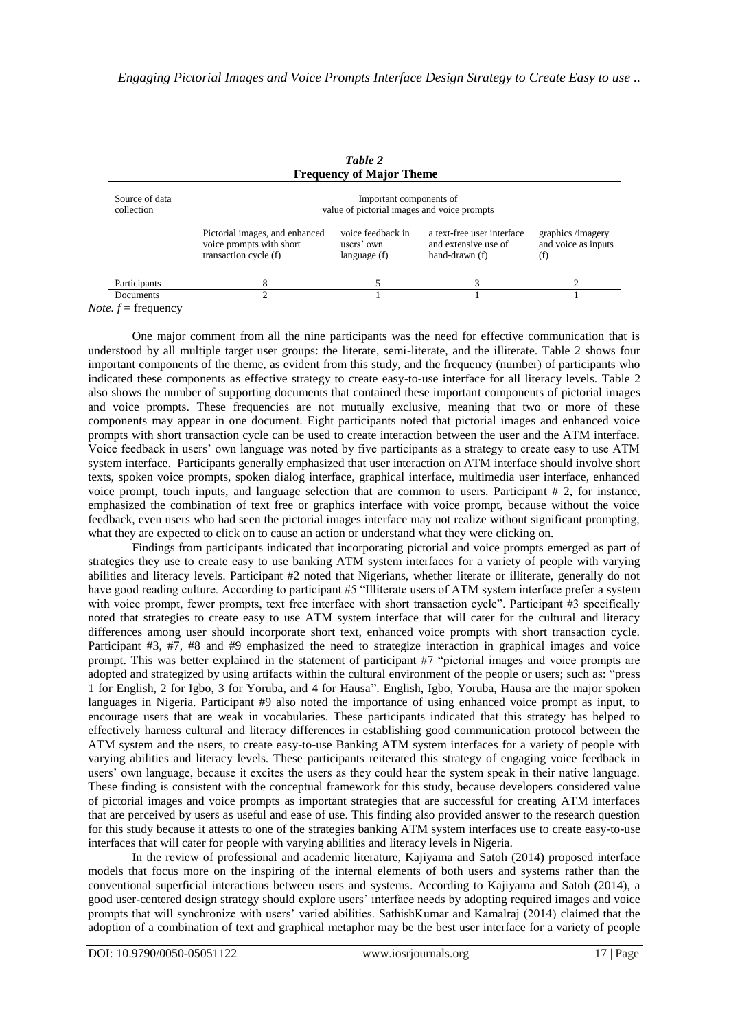*Table 2*
**Frequency of Major Theme**

| Source of data collection | Important components of value of pictorial images and voice prompts | | | |
|---|---|---|---|---|
| | Pictorial images, and enhanced voice prompts with short transaction cycle (f) | voice feedback in users' own language (f) | a text-free user interface and extensive use of hand-drawn (f) | graphics /imagery and voice as inputs (f) |
| Participants | 8 | 5 | 3 | 2 |
| Documents | 2 | 1 | 1 | 1 |

*Note. f* = frequency

One major comment from all the nine participants was the need for effective communication that is understood by all multiple target user groups: the literate, semi-literate, and the illiterate. Table 2 shows four important components of the theme, as evident from this study, and the frequency (number) of participants who indicated these components as effective strategy to create easy-to-use interface for all literacy levels. Table 2 also shows the number of supporting documents that contained these important components of pictorial images and voice prompts. These frequencies are not mutually exclusive, meaning that two or more of these components may appear in one document. Eight participants noted that pictorial images and enhanced voice prompts with short transaction cycle can be used to create interaction between the user and the ATM interface. Voice feedback in users' own language was noted by five participants as a strategy to create easy to use ATM system interface. Participants generally emphasized that user interaction on ATM interface should involve short texts, spoken voice prompts, spoken dialog interface, graphical interface, multimedia user interface, enhanced voice prompt, touch inputs, and language selection that are common to users. Participant # 2, for instance, emphasized the combination of text free or graphics interface with voice prompt, because without the voice feedback, even users who had seen the pictorial images interface may not realize without significant prompting, what they are expected to click on to cause an action or understand what they were clicking on.

Findings from participants indicated that incorporating pictorial and voice prompts emerged as part of strategies they use to create easy to use banking ATM system interfaces for a variety of people with varying abilities and literacy levels. Participant #2 noted that Nigerians, whether literate or illiterate, generally do not have good reading culture. According to participant #5 "Illiterate users of ATM system interface prefer a system with voice prompt, fewer prompts, text free interface with short transaction cycle". Participant #3 specifically noted that strategies to create easy to use ATM system interface that will cater for the cultural and literacy differences among user should incorporate short text, enhanced voice prompts with short transaction cycle. Participant #3, #7, #8 and #9 emphasized the need to strategize interaction in graphical images and voice prompt. This was better explained in the statement of participant #7 "pictorial images and voice prompts are adopted and strategized by using artifacts within the cultural environment of the people or users; such as: "press 1 for English, 2 for Igbo, 3 for Yoruba, and 4 for Hausa". English, Igbo, Yoruba, Hausa are the major spoken languages in Nigeria. Participant #9 also noted the importance of using enhanced voice prompt as input, to encourage users that are weak in vocabularies. These participants indicated that this strategy has helped to effectively harness cultural and literacy differences in establishing good communication protocol between the ATM system and the users, to create easy-to-use Banking ATM system interfaces for a variety of people with varying abilities and literacy levels. These participants reiterated this strategy of engaging voice feedback in users' own language, because it excites the users as they could hear the system speak in their native language. These finding is consistent with the conceptual framework for this study, because developers considered value of pictorial images and voice prompts as important strategies that are successful for creating ATM interfaces that are perceived by users as useful and ease of use. This finding also provided answer to the research question for this study because it attests to one of the strategies banking ATM system interfaces use to create easy-to-use interfaces that will cater for people with varying abilities and literacy levels in Nigeria.

In the review of professional and academic literature, Kajiyama and Satoh (2014) proposed interface models that focus more on the inspiring of the internal elements of both users and systems rather than the conventional superficial interactions between users and systems. According to Kajiyama and Satoh (2014), a good user-centered design strategy should explore users' interface needs by adopting required images and voice prompts that will synchronize with users' varied abilities. SathishKumar and Kamalraj (2014) claimed that the adoption of a combination of text and graphical metaphor may be the best user interface for a variety of people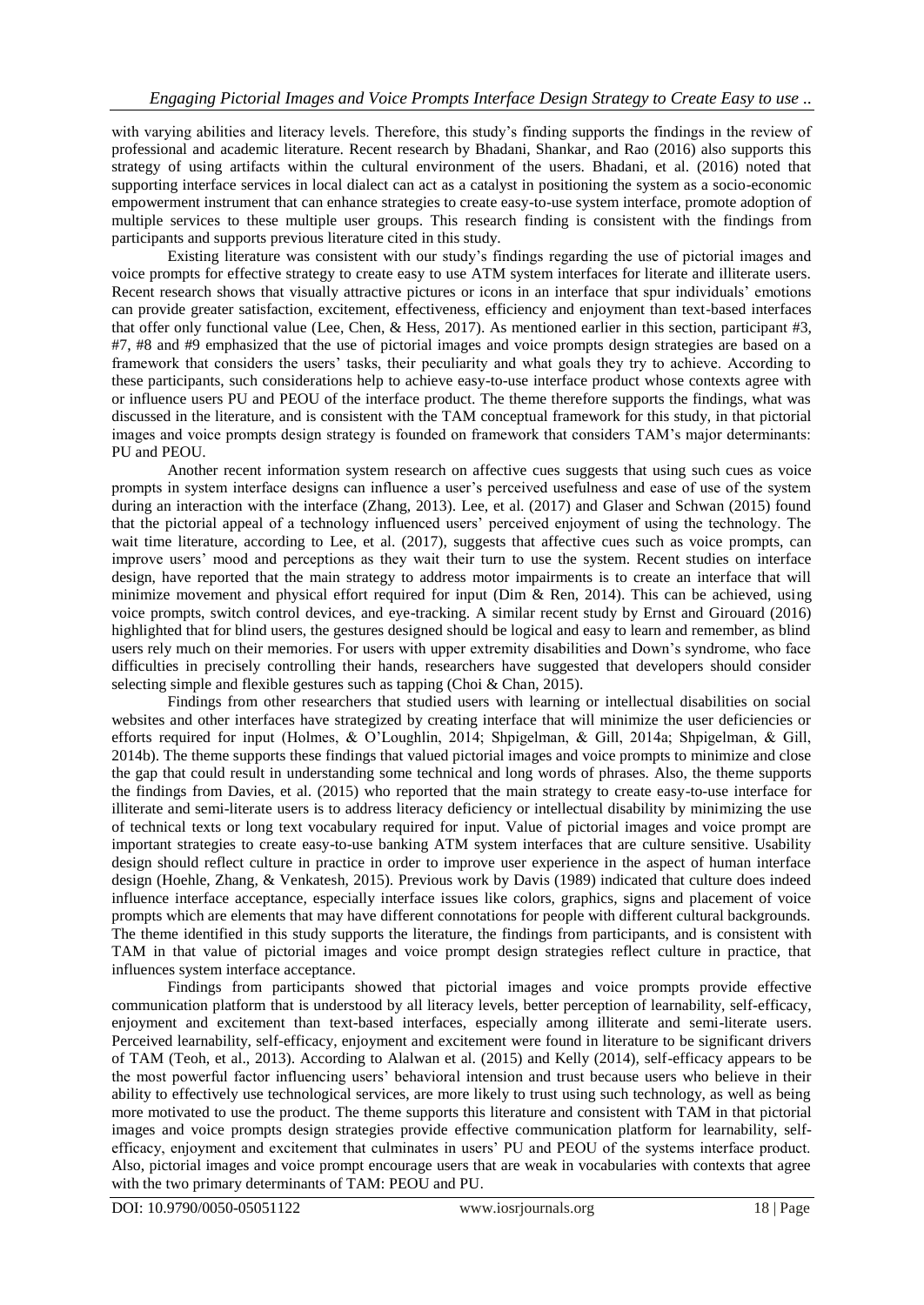with varying abilities and literacy levels. Therefore, this study's finding supports the findings in the review of professional and academic literature. Recent research by Bhadani, Shankar, and Rao (2016) also supports this strategy of using artifacts within the cultural environment of the users. Bhadani, et al. (2016) noted that supporting interface services in local dialect can act as a catalyst in positioning the system as a socio-economic empowerment instrument that can enhance strategies to create easy-to-use system interface, promote adoption of multiple services to these multiple user groups. This research finding is consistent with the findings from participants and supports previous literature cited in this study.

Existing literature was consistent with our study's findings regarding the use of pictorial images and voice prompts for effective strategy to create easy to use ATM system interfaces for literate and illiterate users. Recent research shows that visually attractive pictures or icons in an interface that spur individuals' emotions can provide greater satisfaction, excitement, effectiveness, efficiency and enjoyment than text-based interfaces that offer only functional value (Lee, Chen, & Hess, 2017). As mentioned earlier in this section, participant #3, #7, #8 and #9 emphasized that the use of pictorial images and voice prompts design strategies are based on a framework that considers the users' tasks, their peculiarity and what goals they try to achieve. According to these participants, such considerations help to achieve easy-to-use interface product whose contexts agree with or influence users PU and PEOU of the interface product. The theme therefore supports the findings, what was discussed in the literature, and is consistent with the TAM conceptual framework for this study, in that pictorial images and voice prompts design strategy is founded on framework that considers TAM's major determinants: PU and PEOU.

Another recent information system research on affective cues suggests that using such cues as voice prompts in system interface designs can influence a user's perceived usefulness and ease of use of the system during an interaction with the interface (Zhang, 2013). Lee, et al. (2017) and Glaser and Schwan (2015) found that the pictorial appeal of a technology influenced users' perceived enjoyment of using the technology. The wait time literature, according to Lee, et al. (2017), suggests that affective cues such as voice prompts, can improve users' mood and perceptions as they wait their turn to use the system. Recent studies on interface design, have reported that the main strategy to address motor impairments is to create an interface that will minimize movement and physical effort required for input (Dim & Ren, 2014). This can be achieved, using voice prompts, switch control devices, and eye-tracking. A similar recent study by Ernst and Girouard (2016) highlighted that for blind users, the gestures designed should be logical and easy to learn and remember, as blind users rely much on their memories. For users with upper extremity disabilities and Down's syndrome, who face difficulties in precisely controlling their hands, researchers have suggested that developers should consider selecting simple and flexible gestures such as tapping (Choi & Chan, 2015).

Findings from other researchers that studied users with learning or intellectual disabilities on social websites and other interfaces have strategized by creating interface that will minimize the user deficiencies or efforts required for input (Holmes, & O'Loughlin, 2014; Shpigelman, & Gill, 2014a; Shpigelman, & Gill, 2014b). The theme supports these findings that valued pictorial images and voice prompts to minimize and close the gap that could result in understanding some technical and long words of phrases. Also, the theme supports the findings from Davies, et al. (2015) who reported that the main strategy to create easy-to-use interface for illiterate and semi-literate users is to address literacy deficiency or intellectual disability by minimizing the use of technical texts or long text vocabulary required for input. Value of pictorial images and voice prompt are important strategies to create easy-to-use banking ATM system interfaces that are culture sensitive. Usability design should reflect culture in practice in order to improve user experience in the aspect of human interface design (Hoehle, Zhang, & Venkatesh, 2015). Previous work by Davis (1989) indicated that culture does indeed influence interface acceptance, especially interface issues like colors, graphics, signs and placement of voice prompts which are elements that may have different connotations for people with different cultural backgrounds. The theme identified in this study supports the literature, the findings from participants, and is consistent with TAM in that value of pictorial images and voice prompt design strategies reflect culture in practice, that influences system interface acceptance.

Findings from participants showed that pictorial images and voice prompts provide effective communication platform that is understood by all literacy levels, better perception of learnability, self-efficacy, enjoyment and excitement than text-based interfaces, especially among illiterate and semi-literate users. Perceived learnability, self-efficacy, enjoyment and excitement were found in literature to be significant drivers of TAM (Teoh, et al., 2013). According to Alalwan et al. (2015) and Kelly (2014), self-efficacy appears to be the most powerful factor influencing users' behavioral intension and trust because users who believe in their ability to effectively use technological services, are more likely to trust using such technology, as well as being more motivated to use the product. The theme supports this literature and consistent with TAM in that pictorial images and voice prompts design strategies provide effective communication platform for learnability, self-efficacy, enjoyment and excitement that culminates in users' PU and PEOU of the systems interface product. Also, pictorial images and voice prompt encourage users that are weak in vocabularies with contexts that agree with the two primary determinants of TAM: PEOU and PU.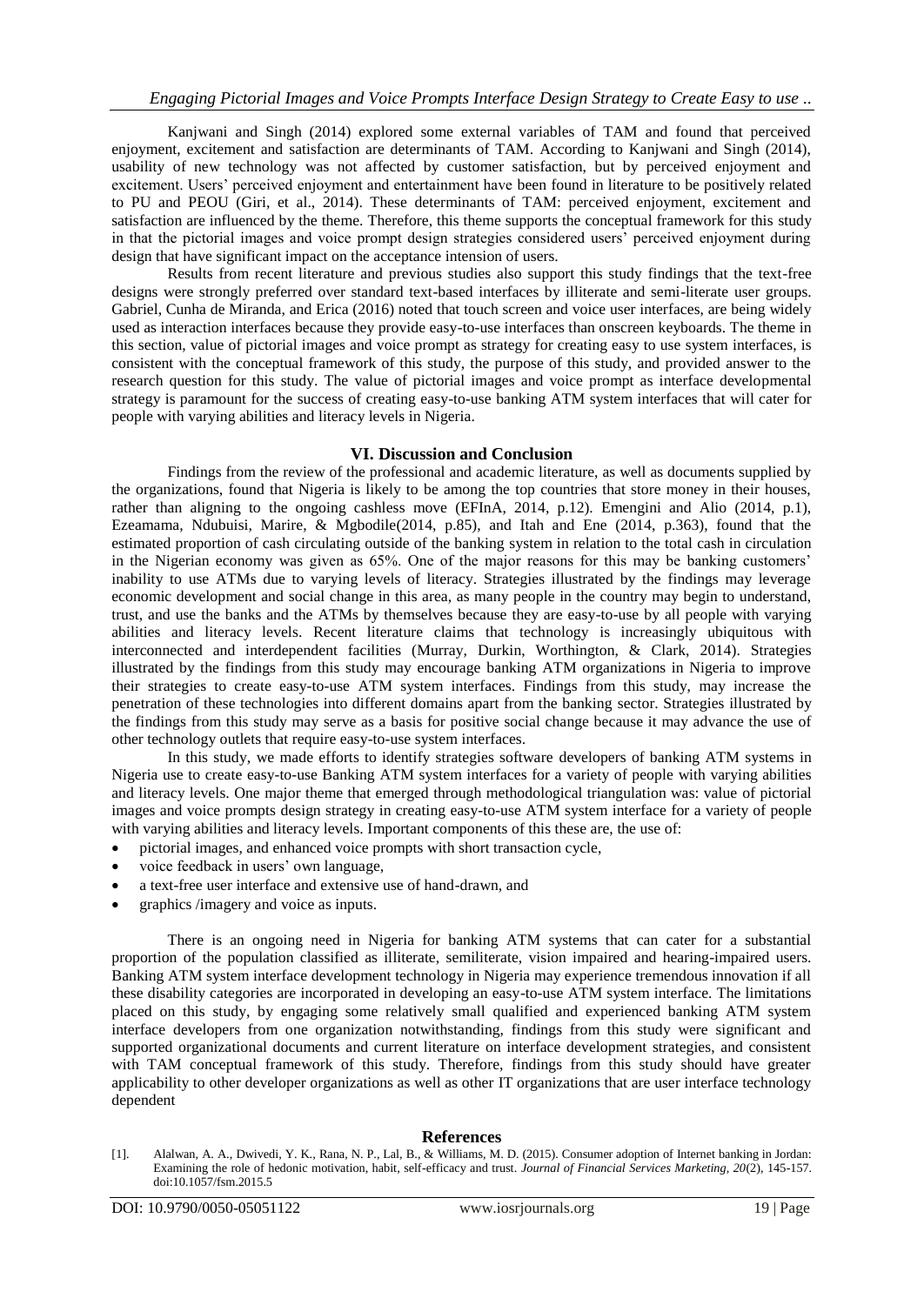Kanjwani and Singh (2014) explored some external variables of TAM and found that perceived enjoyment, excitement and satisfaction are determinants of TAM. According to Kanjwani and Singh (2014), usability of new technology was not affected by customer satisfaction, but by perceived enjoyment and excitement. Users' perceived enjoyment and entertainment have been found in literature to be positively related to PU and PEOU (Giri, et al., 2014). These determinants of TAM: perceived enjoyment, excitement and satisfaction are influenced by the theme. Therefore, this theme supports the conceptual framework for this study in that the pictorial images and voice prompt design strategies considered users' perceived enjoyment during design that have significant impact on the acceptance intension of users.

Results from recent literature and previous studies also support this study findings that the text-free designs were strongly preferred over standard text-based interfaces by illiterate and semi-literate user groups. Gabriel, Cunha de Miranda, and Erica (2016) noted that touch screen and voice user interfaces, are being widely used as interaction interfaces because they provide easy-to-use interfaces than onscreen keyboards. The theme in this section, value of pictorial images and voice prompt as strategy for creating easy to use system interfaces, is consistent with the conceptual framework of this study, the purpose of this study, and provided answer to the research question for this study. The value of pictorial images and voice prompt as interface developmental strategy is paramount for the success of creating easy-to-use banking ATM system interfaces that will cater for people with varying abilities and literacy levels in Nigeria.

## VI. Discussion and Conclusion

Findings from the review of the professional and academic literature, as well as documents supplied by the organizations, found that Nigeria is likely to be among the top countries that store money in their houses, rather than aligning to the ongoing cashless move (EFInA, 2014, p.12). Emengini and Alio (2014, p.1), Ezeamama, Ndubuisi, Marire, & Mgbodile(2014, p.85), and Itah and Ene (2014, p.363), found that the estimated proportion of cash circulating outside of the banking system in relation to the total cash in circulation in the Nigerian economy was given as 65%. One of the major reasons for this may be banking customers' inability to use ATMs due to varying levels of literacy. Strategies illustrated by the findings may leverage economic development and social change in this area, as many people in the country may begin to understand, trust, and use the banks and the ATMs by themselves because they are easy-to-use by all people with varying abilities and literacy levels. Recent literature claims that technology is increasingly ubiquitous with interconnected and interdependent facilities (Murray, Durkin, Worthington, & Clark, 2014). Strategies illustrated by the findings from this study may encourage banking ATM organizations in Nigeria to improve their strategies to create easy-to-use ATM system interfaces. Findings from this study, may increase the penetration of these technologies into different domains apart from the banking sector. Strategies illustrated by the findings from this study may serve as a basis for positive social change because it may advance the use of other technology outlets that require easy-to-use system interfaces.

In this study, we made efforts to identify strategies software developers of banking ATM systems in Nigeria use to create easy-to-use Banking ATM system interfaces for a variety of people with varying abilities and literacy levels. One major theme that emerged through methodological triangulation was: value of pictorial images and voice prompts design strategy in creating easy-to-use ATM system interface for a variety of people with varying abilities and literacy levels. Important components of this these are, the use of:

- pictorial images, and enhanced voice prompts with short transaction cycle,
- voice feedback in users' own language,
- a text-free user interface and extensive use of hand-drawn, and
- graphics /imagery and voice as inputs.

There is an ongoing need in Nigeria for banking ATM systems that can cater for a substantial proportion of the population classified as illiterate, semiliterate, vision impaired and hearing-impaired users. Banking ATM system interface development technology in Nigeria may experience tremendous innovation if all these disability categories are incorporated in developing an easy-to-use ATM system interface. The limitations placed on this study, by engaging some relatively small qualified and experienced banking ATM system interface developers from one organization notwithstanding, findings from this study were significant and supported organizational documents and current literature on interface development strategies, and consistent with TAM conceptual framework of this study. Therefore, findings from this study should have greater applicability to other developer organizations as well as other IT organizations that are user interface technology dependent

## References

[1]. Alalwan, A. A., Dwivedi, Y. K., Rana, N. P., Lal, B., & Williams, M. D. (2015). Consumer adoption of Internet banking in Jordan: Examining the role of hedonic motivation, habit, self-efficacy and trust. *Journal of Financial Services Marketing, 20*(2), 145-157. doi:10.1057/fsm.2015.5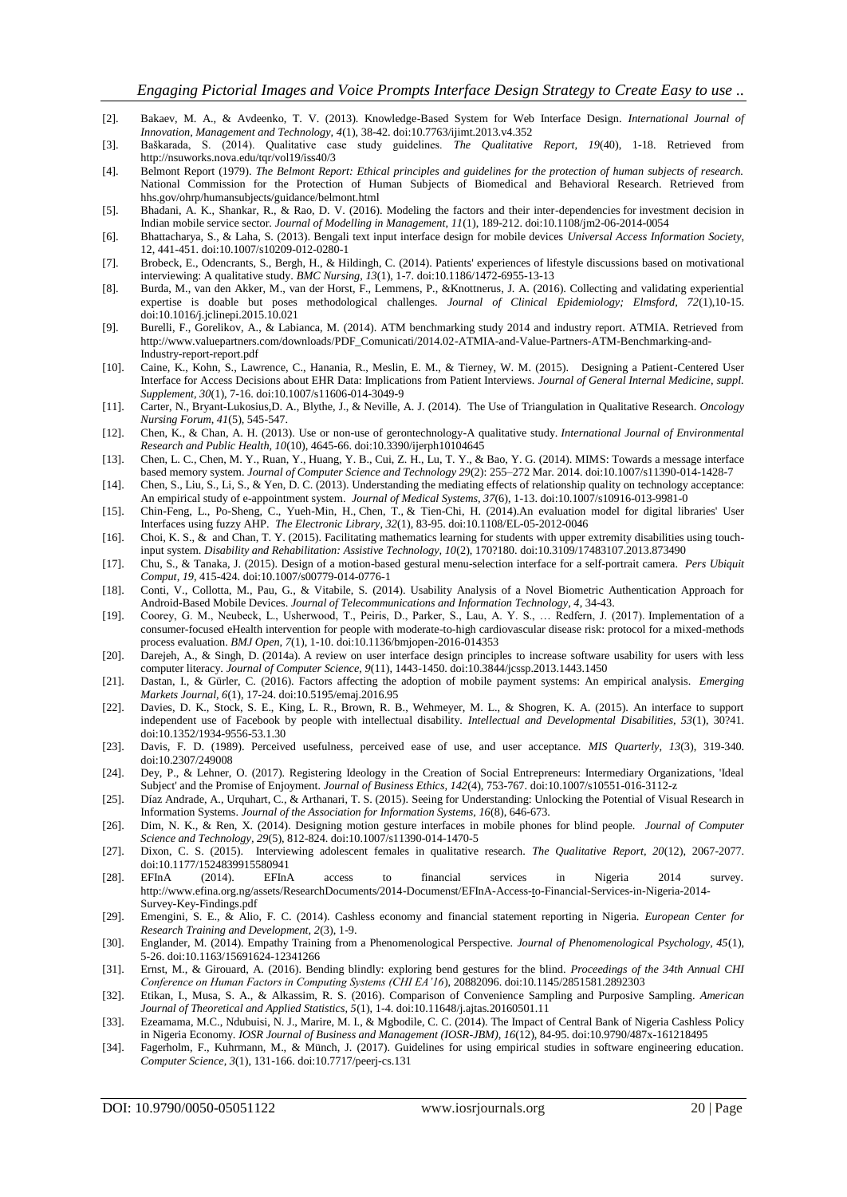[2]. Bakaev, M. A., & Avdeenko, T. V. (2013). Knowledge-Based System for Web Interface Design. *International Journal of Innovation, Management and Technology, 4*(1), 38-42. doi:10.7763/ijimt.2013.v4.352

[3]. Baškarada, S. (2014). Qualitative case study guidelines. *The Qualitative Report, 19*(40), 1-18. Retrieved from http://nsuworks.nova.edu/tqr/vol19/iss40/3

[4]. Belmont Report (1979). *The Belmont Report: Ethical principles and guidelines for the protection of human subjects of research.* National Commission for the Protection of Human Subjects of Biomedical and Behavioral Research. Retrieved from hhs.gov/ohrp/humansubjects/guidance/belmont.html

[5]. Bhadani, A. K., Shankar, R., & Rao, D. V. (2016). Modeling the factors and their inter-dependencies for investment decision in Indian mobile service sector. *Journal of Modelling in Management, 11*(1), 189-212. doi:10.1108/jm2-06-2014-0054

[6]. Bhattacharya, S., & Laha, S. (2013). Bengali text input interface design for mobile devices *Universal Access Information Society*, 12, 441-451. doi:10.1007/s10209-012-0280-1

[7]. Brobeck, E., Odencrants, S., Bergh, H., & Hildingh, C. (2014). Patients' experiences of lifestyle discussions based on motivational interviewing: A qualitative study. *BMC Nursing, 13*(1), 1-7. doi:10.1186/1472-6955-13-13

[8]. Burda, M., van den Akker, M., van der Horst, F., Lemmens, P., &Knottnerus, J. A. (2016). Collecting and validating experiential expertise is doable but poses methodological challenges. *Journal of Clinical Epidemiology; Elmsford, 72*(1),10-15. doi:10.1016/j.jclinepi.2015.10.021

[9]. Burelli, F., Gorelikov, A., & Labianca, M. (2014). ATM benchmarking study 2014 and industry report. ATMIA. Retrieved from http://www.valuepartners.com/downloads/PDF_Comunicati/2014.02-ATMIA-and-Value-Partners-ATM-Benchmarking-and-Industry-report-report.pdf

[10]. Caine, K., Kohn, S., Lawrence, C., Hanania, R., Meslin, E. M., & Tierney, W. M. (2015). Designing a Patient-Centered User Interface for Access Decisions about EHR Data: Implications from Patient Interviews. *Journal of General Internal Medicine, suppl. Supplement, 30*(1), 7-16. doi:10.1007/s11606-014-3049-9

[11]. Carter, N., Bryant-Lukosius,D. A., Blythe, J., & Neville, A. J. (2014). The Use of Triangulation in Qualitative Research. *Oncology Nursing Forum, 41*(5), 545-547.

[12]. Chen, K., & Chan, A. H. (2013). Use or non-use of gerontechnology-A qualitative study. *International Journal of Environmental Research and Public Health, 10*(10), 4645-66. doi:10.3390/ijerph10104645

[13]. Chen, L. C., Chen, M. Y., Ruan, Y., Huang, Y. B., Cui, Z. H., Lu, T. Y., & Bao, Y. G. (2014). MIMS: Towards a message interface based memory system. *Journal of Computer Science and Technology 29*(2): 255–272 Mar. 2014. doi:10.1007/s11390-014-1428-7

[14]. Chen, S., Liu, S., Li, S., & Yen, D. C. (2013). Understanding the mediating effects of relationship quality on technology acceptance: An empirical study of e-appointment system. *Journal of Medical Systems, 37*(6), 1-13. doi:10.1007/s10916-013-9981-0

[15]. Chin-Feng, L., Po-Sheng, C., Yueh-Min, H., Chen, T., & Tien-Chi, H. (2014).An evaluation model for digital libraries' User Interfaces using fuzzy AHP. *The Electronic Library, 32*(1), 83-95. doi:10.1108/EL-05-2012-0046

[16]. Choi, K. S., & and Chan, T. Y. (2015). Facilitating mathematics learning for students with upper extremity disabilities using touch-input system. *Disability and Rehabilitation: Assistive Technology, 10*(2), 170?180. doi:10.3109/17483107.2013.873490

[17]. Chu, S., & Tanaka, J. (2015). Design of a motion-based gestural menu-selection interface for a self-portrait camera. *Pers Ubiquit Comput, 19*, 415-424. doi:10.1007/s00779-014-0776-1

[18]. Conti, V., Collotta, M., Pau, G., & Vitabile, S. (2014). Usability Analysis of a Novel Biometric Authentication Approach for Android-Based Mobile Devices. *Journal of Telecommunications and Information Technology, 4*, 34-43.

[19]. Coorey, G. M., Neubeck, L., Usherwood, T., Peiris, D., Parker, S., Lau, A. Y. S., … Redfern, J. (2017). Implementation of a consumer-focused eHealth intervention for people with moderate-to-high cardiovascular disease risk: protocol for a mixed-methods process evaluation. *BMJ Open, 7*(1), 1-10. doi:10.1136/bmjopen-2016-014353

[20]. Darejeh, A., & Singh, D. (2014a). A review on user interface design principles to increase software usability for users with less computer literacy. *Journal of Computer Science, 9*(11), 1443-1450. doi:10.3844/jcssp.2013.1443.1450

[21]. Dastan, I., & Gürler, C. (2016). Factors affecting the adoption of mobile payment systems: An empirical analysis. *Emerging Markets Journal, 6*(1), 17-24. doi:10.5195/emaj.2016.95

[22]. Davies, D. K., Stock, S. E., King, L. R., Brown, R. B., Wehmeyer, M. L., & Shogren, K. A. (2015). An interface to support independent use of Facebook by people with intellectual disability. *Intellectual and Developmental Disabilities, 53*(1), 30?41. doi:10.1352/1934-9556-53.1.30

[23]. Davis, F. D. (1989). Perceived usefulness, perceived ease of use, and user acceptance. *MIS Quarterly, 13*(3), 319-340. doi:10.2307/249008

[24]. Dey, P., & Lehner, O. (2017). Registering Ideology in the Creation of Social Entrepreneurs: Intermediary Organizations, 'Ideal Subject' and the Promise of Enjoyment. *Journal of Business Ethics, 142*(4), 753-767. doi:10.1007/s10551-016-3112-z

[25]. Díaz Andrade, A., Urquhart, C., & Arthanari, T. S. (2015). Seeing for Understanding: Unlocking the Potential of Visual Research in Information Systems. *Journal of the Association for Information Systems, 16*(8), 646-673.

[26]. Dim, N. K., & Ren, X. (2014). Designing motion gesture interfaces in mobile phones for blind people. *Journal of Computer Science and Technology, 29*(5), 812-824. doi:10.1007/s11390-014-1470-5

[27]. Dixon, C. S. (2015). Interviewing adolescent females in qualitative research. *The Qualitative Report, 20*(12), 2067-2077. doi:10.1177/1524839915580941

[28]. EFInA (2014). EFInA access to financial services in Nigeria 2014 survey. http://www.efina.org.ng/assets/ResearchDocuments/2014-Documenst/EFInA-Access-to-Financial-Services-in-Nigeria-2014-Survey-Key-Findings.pdf

[29]. Emengini, S. E., & Alio, F. C. (2014). Cashless economy and financial statement reporting in Nigeria. *European Center for Research Training and Development, 2*(3), 1-9.

[30]. Englander, M. (2014). Empathy Training from a Phenomenological Perspective. *Journal of Phenomenological Psychology, 45*(1), 5-26. doi:10.1163/15691624-12341266

[31]. Ernst, M., & Girouard, A. (2016). Bending blindly: exploring bend gestures for the blind. *Proceedings of the 34th Annual CHI Conference on Human Factors in Computing Systems (CHI EA'16)*, 20882096. doi:10.1145/2851581.2892303

[32]. Etikan, I., Musa, S. A., & Alkassim, R. S. (2016). Comparison of Convenience Sampling and Purposive Sampling. *American Journal of Theoretical and Applied Statistics, 5*(1), 1-4. doi:10.11648/j.ajtas.20160501.11

[33]. Ezeamama, M.C., Ndubuisi, N. I., Marire, M. I., & Mgbodile, C. C. (2014). The Impact of Central Bank of Nigeria Cashless Policy in Nigeria Economy. *IOSR Journal of Business and Management (IOSR-JBM), 16*(12), 84-95. doi:10.9790/487x-161218495

[34]. Fagerholm, F., Kuhrmann, M., & Münch, J. (2017). Guidelines for using empirical studies in software engineering education. *Computer Science, 3*(1), 131-166. doi:10.7717/peerj-cs.131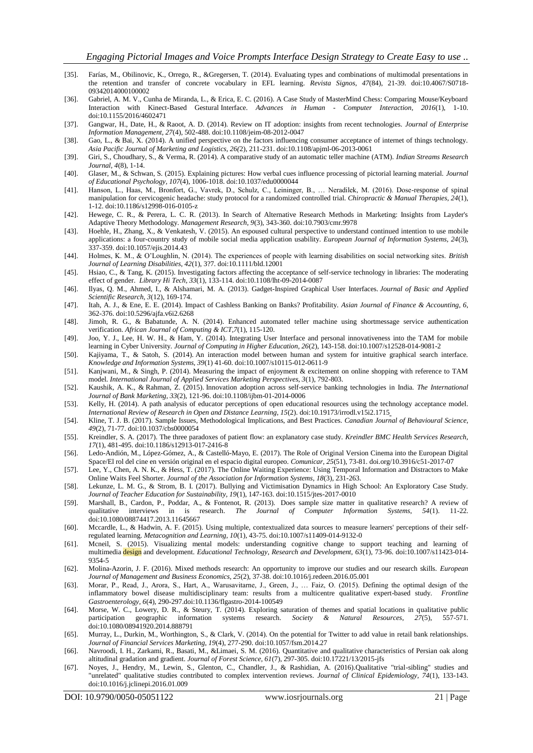[35]. Farías, M., Obilinovic, K., Orrego, R., &Gregersen, T. (2014). Evaluating types and combinations of multimodal presentations in the retention and transfer of concrete vocabulary in EFL learning. *Revista Signos, 47*(84), 21-39. doi:10.4067/S0718-09342014000100002

[36]. Gabriel, A. M. V., Cunha de Miranda, L., & Erica, E. C. (2016). A Case Study of MasterMind Chess: Comparing Mouse/Keyboard Interaction with Kinect-Based Gestural Interface. *Advances in Human - Computer Interaction, 2016*(1), 1-10. doi:10.1155/2016/4602471

[37]. Gangwar, H., Date, H., & Raoot, A. D. (2014). Review on IT adoption: insights from recent technologies. *Journal of Enterprise Information Management, 27*(4), 502-488. doi:10.1108/jeim-08-2012-0047

[38]. Gao, L., & Bai, X. (2014). A unified perspective on the factors influencing consumer acceptance of internet of things technology. *Asia Pacific Journal of Marketing and Logistics, 26*(2), 211-231. doi:10.1108/apjml-06-2013-0061

[39]. Giri, S., Choudhary, S., & Verma, R. (2014). A comparative study of an automatic teller machine (ATM). *Indian Streams Research Journal, 4*(8), 1-14.

[40]. Glaser, M., & Schwan, S. (2015). Explaining pictures: How verbal cues influence processing of pictorial learning material. *Journal of Educational Psychology, 107*(4), 1006-1018. doi:10.1037/edu0000044

[41]. Hanson, L., Haas, M., Bronfort, G., Vavrek, D., Schulz, C., Leininger, B., … Neradilek, M. (2016). Dose-response of spinal manipulation for cervicogenic headache: study protocol for a randomized controlled trial. *Chiropractic & Manual Therapies, 24*(1), 1-12. doi:10.1186/s12998-016-0105-z

[42]. Hewege, C. R., & Perera, L. C. R. (2013). In Search of Alternative Research Methods in Marketing: Insights from Layder's Adaptive Theory Methodology. *Management Research, 9*(3), 343-360. doi:10.7903/cmr.9978

[43]. Hoehle, H., Zhang, X., & Venkatesh, V. (2015). An espoused cultural perspective to understand continued intention to use mobile applications: a four-country study of mobile social media application usability. *European Journal of Information Systems, 24*(3), 337-359. doi:10.1057/ejis.2014.43

[44]. Holmes, K. M., & O'Loughlin, N. (2014). The experiences of people with learning disabilities on social networking sites. *British Journal of Learning Disabilities, 42*(1), 3?7. doi:10.1111/bld.12001

[45]. Hsiao, C., & Tang, K. (2015). Investigating factors affecting the acceptance of self-service technology in libraries: The moderating effect of gender. *Library Hi Tech, 33*(1), 133-114. doi:10.1108/lht-09-2014-0087

[46]. Ilyas, Q. M., Ahmed, I., & Alshamari, M. A. (2013). Gadget-Inspired Graphical User Interfaces. *Journal of Basic and Applied Scientific Research, 3*(12), 169-174.

[47]. Itah, A. J., & Ene, E. E. (2014). Impact of Cashless Banking on Banks? Profitability. *Asian Journal of Finance & Accounting, 6,* 362-376. doi:10.5296/ajfa.v6i2.6268

[48]. Jimoh, R. G., & Babatunde, A. N. (2014). Enhanced automated teller machine using shortmessage service authentication verification. *African Journal of Computing & ICT,7*(1), 115-120.

[49]. Joo, Y. J., Lee, H. W. H., & Ham, Y. (2014). Integrating User Interface and personal innovativeness into the TAM for mobile learning in Cyber University. *Journal of Computing in Higher Education, 26*(2), 143-158. doi:10.1007/s12528-014-9081-2

[50]. Kajiyama, T., & Satoh, S. (2014). An interaction model between human and system for intuitive graphical search interface. *Knowledge and Information Systems, 39*(1) 41-60. doi:10.1007/s10115-012-0611-9

[51]. Kanjwani, M., & Singh, P. (2014). Measuring the impact of enjoyment & excitement on online shopping with reference to TAM model. *International Journal of Applied Services Marketing Perspectives, 3*(1), 792-803.

[52]. Kaushik, A. K., & Rahman, Z. (2015). Innovation adoption across self-service banking technologies in India. *The International Journal of Bank Marketing, 33*(2), 121-96. doi:10.1108/ijbm-01-2014-0006

[53]. Kelly, H. (2014). A path analysis of educator perceptions of open educational resources using the technology acceptance model. *International Review of Research in Open and Distance Learning, 15*(2). doi:10.19173/irrodl.v15i2.1715

[54]. Kline, T. J. B. (2017). Sample Issues, Methodological Implications, and Best Practices. *Canadian Journal of Behavioural Science, 49*(2), 71-77. doi:10.1037/cbs0000054

[55]. Kreindler, S. A. (2017). The three paradoxes of patient flow: an explanatory case study. *Kreindler BMC Health Services Research, 17*(1), 481-495. doi:10.1186/s12913-017-2416-8

[56]. Ledo-Andión, M., López-Gómez, A., & Castelló-Mayo, E. (2017). The Role of Original Version Cinema into the European Digital Space/El rol del cine en versión original en el espacio digital europeo. *Comunicar, 25*(51), 73-81. doi.org/10.3916/c51-2017-07

[57]. Lee, Y., Chen, A. N. K., & Hess, T. (2017). The Online Waiting Experience: Using Temporal Information and Distractors to Make Online Waits Feel Shorter. *Journal of the Association for Information Systems, 18*(3), 231-263.

[58]. Lekunze, L. M. G., & Strom, B. I. (2017). Bullying and Victimisation Dynamics in High School: An Exploratory Case Study. *Journal of Teacher Education for Sustainability, 19*(1), 147-163. doi:10.1515/jtes-2017-0010

[59]. Marshall, B., Cardon, P., Poddar, A., & Fontenot, R. (2013). Does sample size matter in qualitative research? A review of qualitative interviews in is research. *The Journal of Computer Information Systems, 54*(1). 11-22. doi:10.1080/08874417.2013.11645667

[60]. Mccardle, L., & Hadwin, A. F. (2015). Using multiple, contextualized data sources to measure learners' perceptions of their self-regulated learning. *Metacognition and Learning, 10*(1), 43-75. doi:10.1007/s11409-014-9132-0

[61]. Mcneil, S. (2015). Visualizing mental models: understanding cognitive change to support teaching and learning of multimedia design and development. *Educational Technology, Research and Development, 63*(1), 73-96. doi:10.1007/s11423-014-9354-5

[62]. Molina-Azorin, J. F. (2016). Mixed methods research: An opportunity to improve our studies and our research skills. *European Journal of Management and Business Economics, 25*(2), 37-38. doi:10.1016/j.redeen.2016.05.001

[63]. Morar, P., Read, J., Arora, S., Hart, A., Warusavitarne, J., Green, J., … Faiz, O. (2015). Defining the optimal design of the inflammatory bowel disease multidisciplinary team: results from a multicentre qualitative expert-based study. *Frontline Gastroenterology, 6*(4), 290-297.doi:10.1136/flgastro-2014-100549

[64]. Morse, W. C., Lowery, D. R., & Steury, T. (2014). Exploring saturation of themes and spatial locations in qualitative public participation geographic information systems research. *Society & Natural Resources, 27*(5), 557-571. doi:10.1080/08941920.2014.888791

[65]. Murray, L., Durkin, M., Worthington, S., & Clark, V. (2014). On the potential for Twitter to add value in retail bank relationships. *Journal of Financial Services Marketing, 19*(4), 277-290. doi:10.1057/fsm.2014.27

[66]. Navroodi, I. H., Zarkami, R., Basati, M., &Limaei, S. M. (2016). Quantitative and qualitative characteristics of Persian oak along altitudinal gradation and gradient. *Journal of Forest Science, 61*(7), 297-305. doi:10.17221/13/2015-jfs

[67]. Noyes, J., Hendry, M., Lewin, S., Glenton, C., Chandler, J., & Rashidian, A. (2016).Qualitative "trial-sibling" studies and "unrelated" qualitative studies contributed to complex intervention reviews. *Journal of Clinical Epidemiology, 74*(1), 133-143. doi:10.1016/j.jclinepi.2016.01.009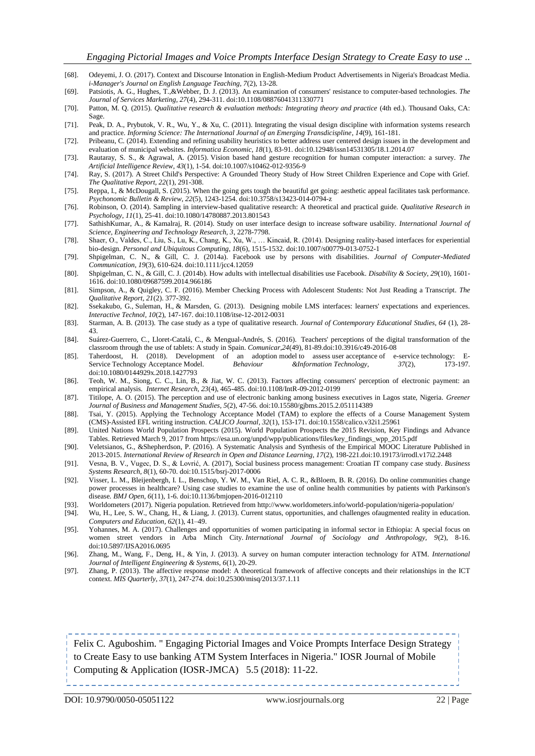[68]. Odeyemi, J. O. (2017). Context and Discourse Intonation in English-Medium Product Advertisements in Nigeria's Broadcast Media. *i-Manager's Journal on English Language Teaching, 7*(2), 13-28.

[69]. Patsiotis, A. G., Hughes, T.,&Webber, D. J. (2013). An examination of consumers' resistance to computer-based technologies. *The Journal of Services Marketing, 27*(4), 294-311. doi:10.1108/08876041311330771

[70]. Patton, M. Q. (2015). *Qualitative research & evaluation methods: Integrating theory and practice* (4th ed.). Thousand Oaks, CA: Sage.

[71]. Peak, D. A., Prybutok, V. R., Wu, Y., & Xu, C. (2011). Integrating the visual design discipline with information systems research and practice. *Informing Science: The International Journal of an Emerging Transdiscipline, 14*(9), 161-181.

[72]. Pribeanu, C. (2014). Extending and refining usability heuristics to better address user centered design issues in the development and evaluation of municipal websites. *Informatica Economic, 18*(1), 83-91. doi:10.12948/issn14531305/18.1.2014.07

[73]. Rautaray, S. S., & Agrawal, A. (2015). Vision based hand gesture recognition for human computer interaction: a survey. *The Artificial Intelligence Review, 43*(1), 1-54. doi:10.1007/s10462-012-9356-9

[74]. Ray, S. (2017). A Street Child's Perspective: A Grounded Theory Study of How Street Children Experience and Cope with Grief. *The Qualitative Report, 22*(1), 291-308.

[75]. Reppa, I., & McDougall, S. (2015). When the going gets tough the beautiful get going: aesthetic appeal facilitates task performance. *Psychonomic Bulletin & Review, 22*(5), 1243-1254. doi:10.3758/s13423-014-0794-z

[76]. Robinson, O. (2014). Sampling in interview-based qualitative research: A theoretical and practical guide. *Qualitative Research in Psychology, 11*(1), 25-41. doi:10.1080/14780887.2013.801543

[77]. SathishKumar, A., & Kamalraj, R. (2014). Study on user interface design to increase software usability. *International Journal of Science, Engineering and Technology Research, 3*, 2278-7798.

[78]. Shaer, O., Valdes, C., Liu, S., Lu, K., Chang, K., Xu, W., … Kincaid, R. (2014). Designing reality-based interfaces for experiential bio-design. *Personal and Ubiquitous Computing, 18*(6), 1515-1532. doi:10.1007/s00779-013-0752-1

[79]. Shpigelman, C. N., & Gill, C. J. (2014a). Facebook use by persons with disabilities. *Journal of Computer-Mediated Communication, 19*(3), 610-624. doi:10.1111/jcc4.12059

[80]. Shpigelman, C. N., & Gill, C. J. (2014b). How adults with intellectual disabilities use Facebook. *Disability & Society, 29*(10), 1601-1616. doi:10.1080/09687599.2014.966186

[81]. Simpson, A., & Quigley, C. F. (2016). Member Checking Process with Adolescent Students: Not Just Reading a Transcript. *The Qualitative Report, 21*(2). 377-392.

[82]. Ssekakubo, G., Suleman, H., & Marsden, G. (2013). Designing mobile LMS interfaces: learners' expectations and experiences. *Interactive Technol, 10*(2), 147-167. doi:10.1108/itse-12-2012-0031

[83]. Starman, A. B. (2013). The case study as a type of qualitative research. *Journal of Contemporary Educational Studies, 64* (1), 28-43.

[84]. Suárez-Guerrero, C., Lloret-Catalá, C., & Mengual-Andrés, S. (2016). Teachers' perceptions of the digital transformation of the classroom through the use of tablets: A study in Spain. *Comunicar,24*(49), 81-89.doi:10.3916/c49-2016-08

[85]. Taherdoost, H. (2018). Development of an adoption model to assess user acceptance of e-service technology: E-Service Technology Acceptance Model. *Behaviour &Information Technology, 37*(2), 173-197. doi:10.1080/0144929x.2018.1427793

[86]. Teoh, W. M., Siong, C. C., Lin, B., & Jiat, W. C. (2013). Factors affecting consumers' perception of electronic payment: an empirical analysis. *Internet Research, 23*(4), 465-485. doi:10.1108/IntR-09-2012-0199

[87]. Titilope, A. O. (2015). The perception and use of electronic banking among business executives in Lagos state, Nigeria. *Greener Journal of Business and Management Studies, 5*(2), 47-56. doi:10.15580/gjbms.2015.2.051114389

[88]. Tsai, Y. (2015). Applying the Technology Acceptance Model (TAM) to explore the effects of a Course Management System (CMS)-Assisted EFL writing instruction. *CALICO Journal, 32*(1), 153-171. doi:10.1558/calico.v32i1.25961

[89]. United Nations World Population Prospects (2015). World Population Prospects the 2015 Revision, Key Findings and Advance Tables. Retrieved March 9, 2017 from https://esa.un.org/unpd/wpp/publications/files/key_findings_wpp_2015.pdf

[90]. Veletsianos, G., &Shepherdson, P. (2016). A Systematic Analysis and Synthesis of the Empirical MOOC Literature Published in 2013-2015. *International Review of Research in Open and Distance Learning, 17*(2), 198-221.doi:10.19173/irrodl.v17i2.2448

[91]. Vesna, B. V., Vugec, D. S., & Lovrić, A. (2017), Social business process management: Croatian IT company case study. *Business Systems Research, 8*(1), 60-70. doi:10.1515/bsrj-2017-0006

[92]. Visser, L. M., Bleijenbergh, I. L., Benschop, Y. W. M., Van Riel, A. C. R., &Bloem, B. R. (2016). Do online communities change power processes in healthcare? Using case studies to examine the use of online health communities by patients with Parkinson's disease. *BMJ Open, 6*(11), 1-6. doi:10.1136/bmjopen-2016-012110

[93]. Worldometers (2017). Nigeria population. Retrieved from http://www.worldometers.info/world-population/nigeria-population/

[94]. Wu, H., Lee, S. W., Chang, H., & Liang, J. (2013). Current status, opportunities, and challenges ofaugmented reality in education. *Computers and Education, 62*(1), 41–49.

[95]. Yohannes, M. A. (2017). Challenges and opportunities of women participating in informal sector in Ethiopia: A special focus on women street vendors in Arba Minch City. *International Journal of Sociology and Anthropology, 9*(2), 8-16. doi:10.5897/IJSA2016.0695

[96]. Zhang, M., Wang, F., Deng, H., & Yin, J. (2013). A survey on human computer interaction technology for ATM. *International Journal of Intelligent Engineering & Systems, 6*(1), 20-29.

[97]. Zhang, P. (2013). The affective response model: A theoretical framework of affective concepts and their relationships in the ICT context. *MIS Quarterly, 37*(1), 247-274. doi:10.25300/misq/2013/37.1.11

Felix C. Aguboshim. " Engaging Pictorial Images and Voice Prompts Interface Design Strategy to Create Easy to use banking ATM System Interfaces in Nigeria." IOSR Journal of Mobile Computing & Application (IOSR-JMCA) 5.5 (2018): 11-22.